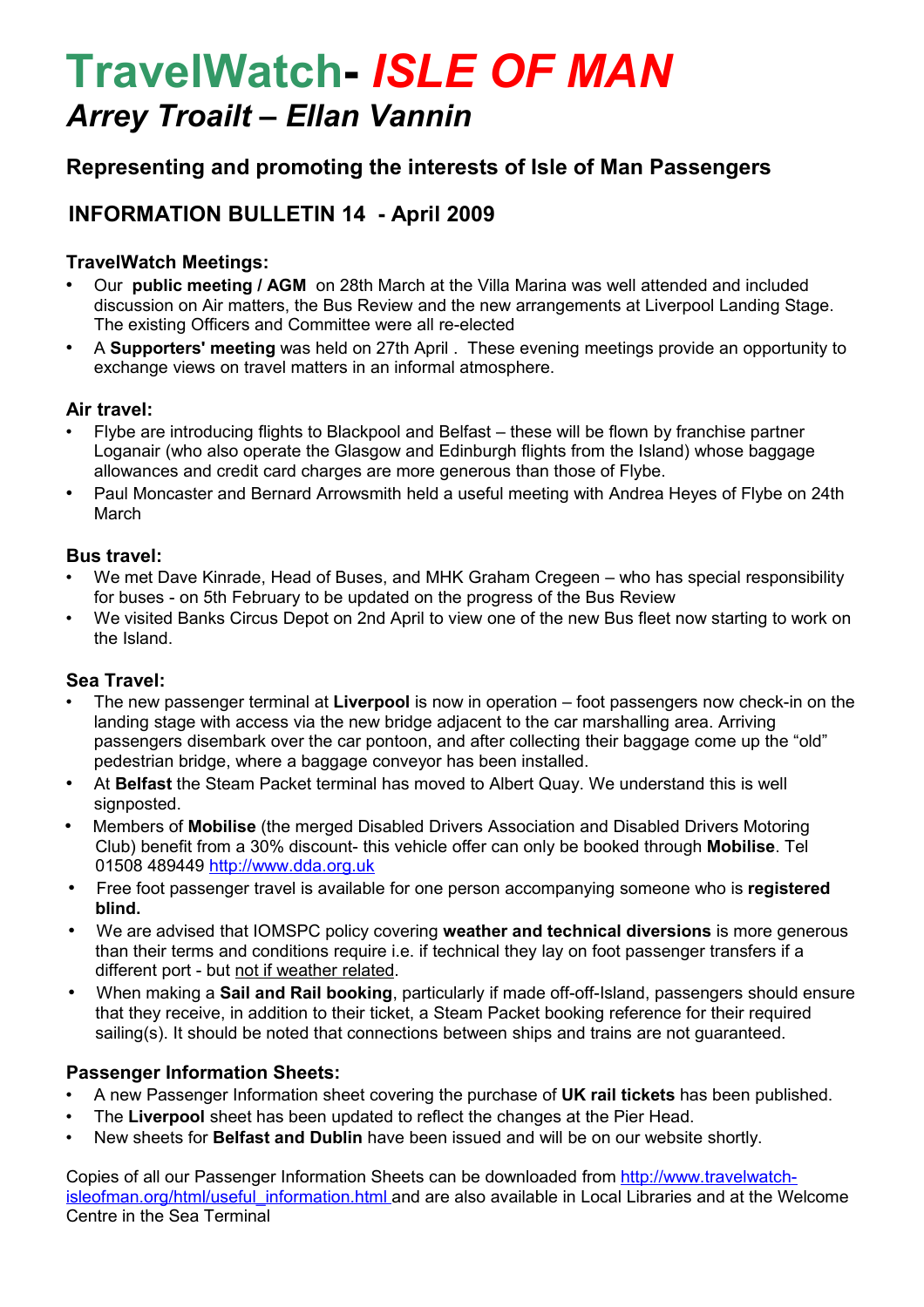# TravelWatch- *ISLE OF MAN*

## *Arrey Troailt – Ellan Vannin*

### Representing and promoting the interests of Isle of Man Passengers

### INFORMATION BULLETIN 14 - April 2009

#### TravelWatch Meetings:

- Our **public meeting / AGM** on 28th March at the Villa Marina was well attended and included discussion on Air matters, the Bus Review and the new arrangements at Liverpool Landing Stage. The existing Officers and Committee were all re-elected
- A **Supporters' meeting** was held on 27th April . These evening meetings provide an opportunity to exchange views on travel matters in an informal atmosphere.

#### Air travel:

- Flybe are introducing flights to Blackpool and Belfast – these will be flown by franchise partner Loganair (who also operate the Glasgow and Edinburgh flights from the Island) whose baggage allowances and credit card charges are more generous than those of Flybe.
- Paul Moncaster and Bernard Arrowsmith held a useful meeting with Andrea Heyes of Flybe on 24th March

#### Bus travel:

- We met Dave Kinrade, Head of Buses, and MHK Graham Cregeen – who has special responsibility for buses - on 5th February to be updated on the progress of the Bus Review
- We visited Banks Circus Depot on 2nd April to view one of the new Bus fleet now starting to work on the Island.

#### Sea Travel:

- The new passenger terminal at **Liverpool** is now in operation – foot passengers now check-in on the landing stage with access via the new bridge adjacent to the car marshalling area. Arriving passengers disembark over the car pontoon, and after collecting their baggage come up the "old" pedestrian bridge, where a baggage conveyor has been installed.
- At **Belfast** the Steam Packet terminal has moved to Albert Quay. We understand this is well signposted.
- Members of **Mobilise** (the merged Disabled Drivers Association and Disabled Drivers Motoring Club) benefit from a 30% discount- this vehicle offer can only be booked through **Mobilise**. Tel 01508 489449 http://www.dda.org.uk
- Free foot passenger travel is available for one person accompanying someone who is **registered blind.**
- We are advised that IOMSPC policy covering **weather and technical diversions** is more generous than their terms and conditions require i.e. if technical they lay on foot passenger transfers if a different port - but not if weather related.
- When making a **Sail and Rail booking**, particularly if made off-off-Island, passengers should ensure that they receive, in addition to their ticket, a Steam Packet booking reference for their required sailing(s). It should be noted that connections between ships and trains are not guaranteed.

#### Passenger Information Sheets:

- A new Passenger Information sheet covering the purchase of **UK rail tickets** has been published.
- The **Liverpool** sheet has been updated to reflect the changes at the Pier Head.
- New sheets for **Belfast and Dublin** have been issued and will be on our website shortly.

Copies of all our Passenger Information Sheets can be downloaded from http://www.travelwatch-isleofman.org/html/useful_information.html and are also available in Local Libraries and at the Welcome Centre in the Sea Terminal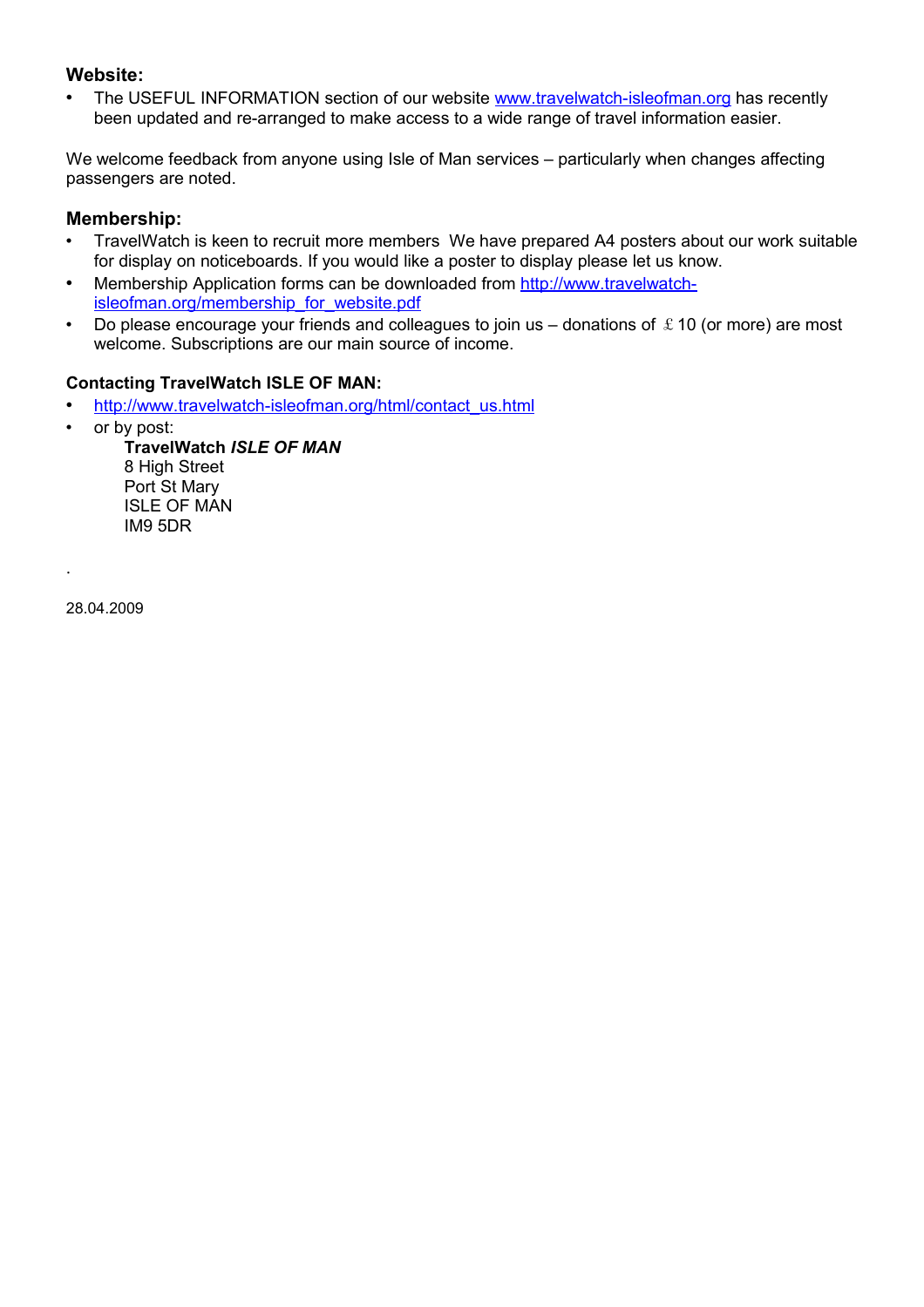### Website:

- The USEFUL INFORMATION section of our website www.travelwatch-isleofman.org has recently been updated and re-arranged to make access to a wide range of travel information easier.

We welcome feedback from anyone using Isle of Man services – particularly when changes affecting passengers are noted.

### Membership:

- TravelWatch is keen to recruit more members  We have prepared A4 posters about our work suitable for display on noticeboards. If you would like a poster to display please let us know.
- Membership Application forms can be downloaded from http://www.travelwatch-isleofman.org/membership_for_website.pdf
- Do please encourage your friends and colleagues to join us – donations of ￡10 (or more) are most welcome. Subscriptions are our main source of income.

**Contacting TravelWatch ISLE OF MAN:**

- http://www.travelwatch-isleofman.org/html/contact_us.html
- or by post:

  **TravelWatch *ISLE OF MAN***
  8 High Street
  Port St Mary
  ISLE OF MAN
  IM9 5DR

.

28.04.2009